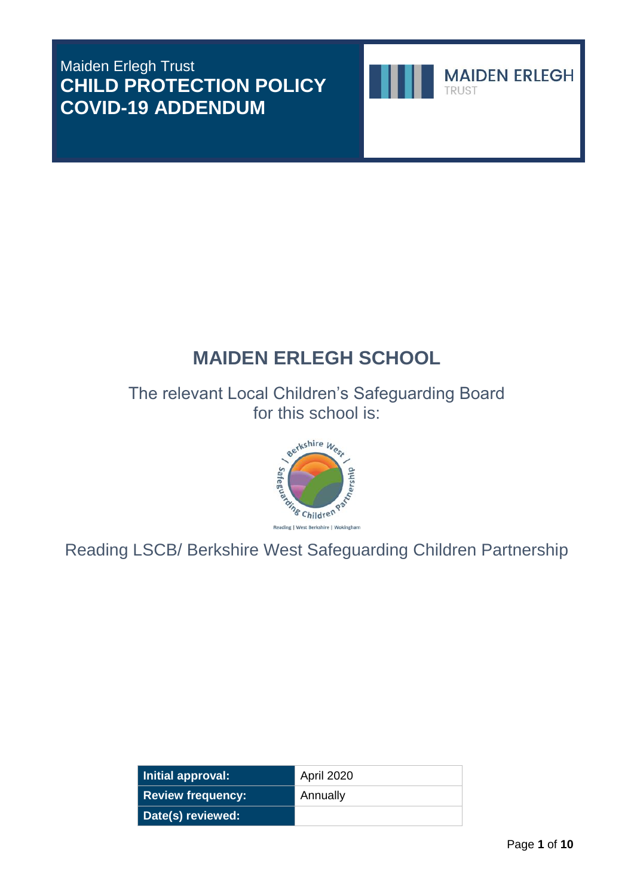Maiden Erlegh Trust

# CHILD PROTECTION POLICY COVID-19 ADDENDUM

MAIDEN ERLEGH TRUST

## MAIDEN ERLEGH SCHOOL

The relevant Local Children's Safeguarding Board for this school is:

Reading LSCB/ Berkshire West Safeguarding Children Partnership

| Initial approval: | April 2020 |
|---|---|
| Review frequency: | Annually |
| Date(s) reviewed: | |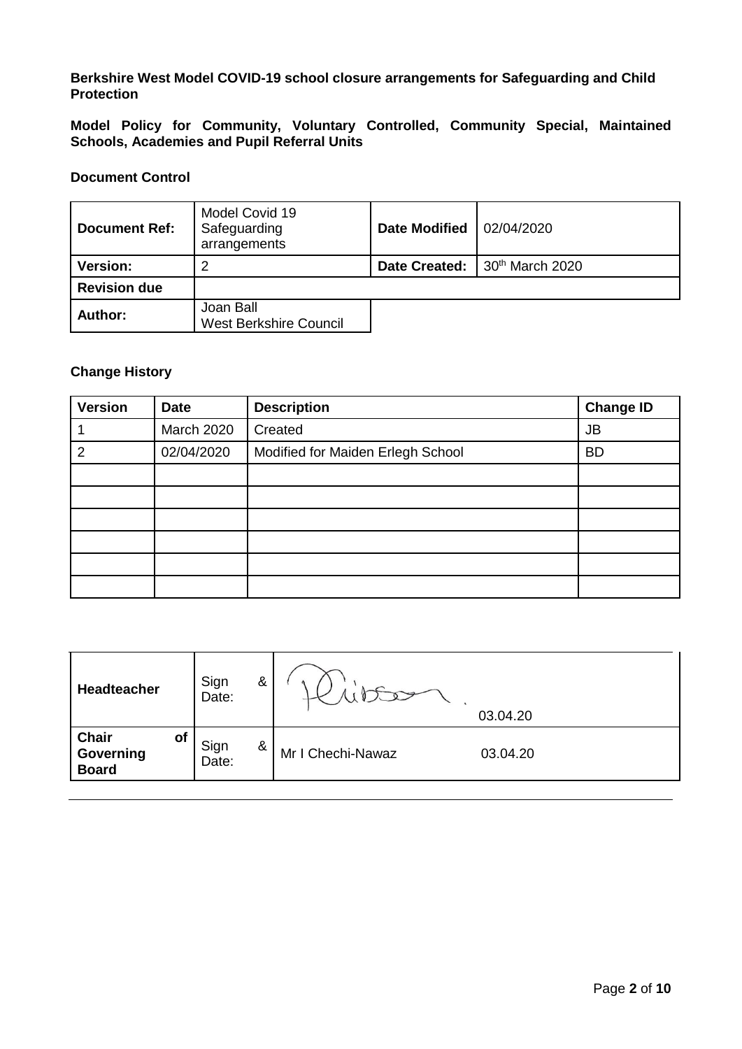**Berkshire West Model COVID-19 school closure arrangements for Safeguarding and Child Protection**

**Model Policy for Community, Voluntary Controlled, Community Special, Maintained Schools, Academies and Pupil Referral Units**

**Document Control**

| **Document Ref:** | Model Covid 19 Safeguarding arrangements | **Date Modified** | 02/04/2020 |
|---|---|---|---|
| **Version:** | 2 | **Date Created:** | 30th March 2020 |
| **Revision due** | | | |
| **Author:** | Joan Ball<br>West Berkshire Council | | |

**Change History**

| **Version** | **Date** | **Description** | **Change ID** |
|---|---|---|---|
| 1 | March 2020 | Created | JB |
| 2 | 02/04/2020 | Modified for Maiden Erlegh School | BD |
| | | | |
| | | | |
| | | | |
| | | | |
| | | | |
| | | | |

| **Headteacher** | Sign & Date: | [signature] 03.04.20 |
|---|---|---|
| **Chair of Governing Board** | Sign & Date: | Mr I Chechi-Nawaz 03.04.20 |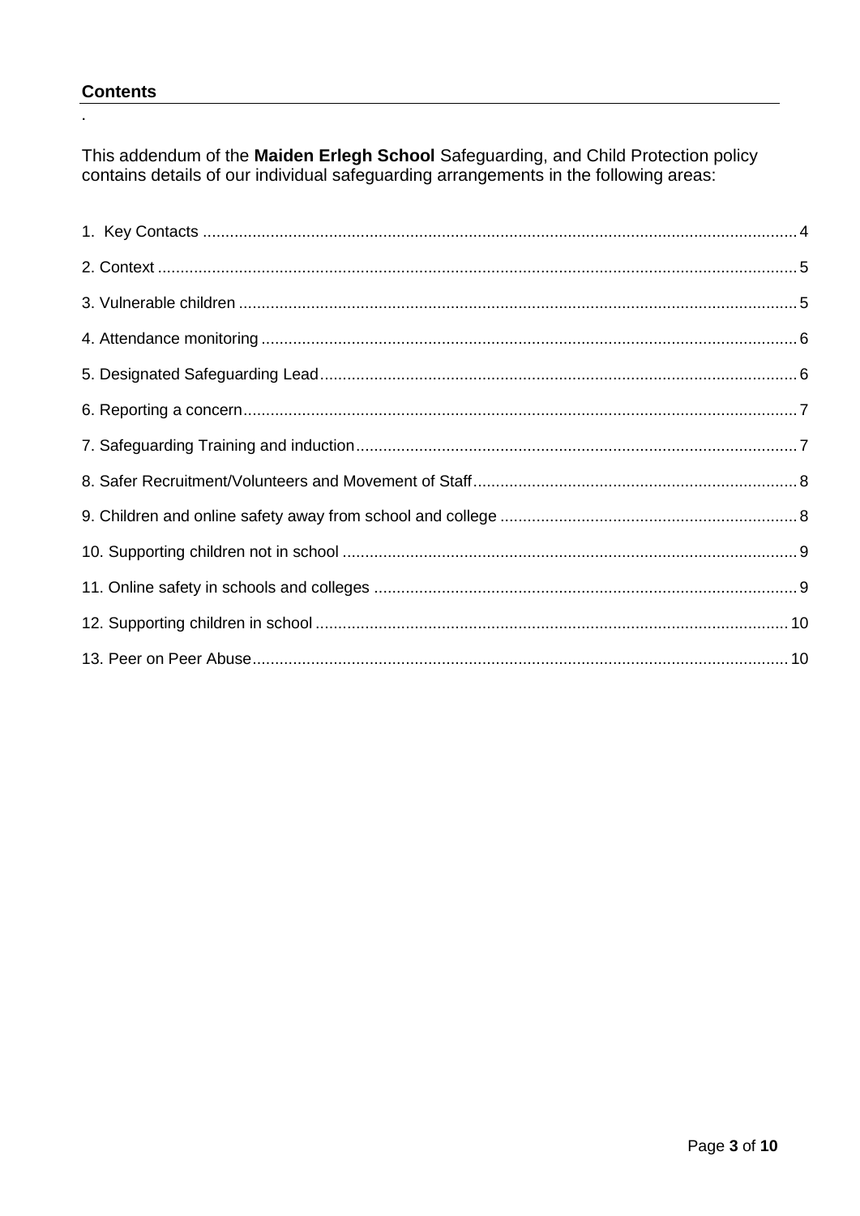## Contents

.

This addendum of the **Maiden Erlegh School** Safeguarding, and Child Protection policy contains details of our individual safeguarding arrangements in the following areas:

1. Key Contacts .......... 4
2. Context .......... 5
3. Vulnerable children .......... 5
4. Attendance monitoring .......... 6
5. Designated Safeguarding Lead .......... 6
6. Reporting a concern .......... 7
7. Safeguarding Training and induction .......... 7
8. Safer Recruitment/Volunteers and Movement of Staff .......... 8
9. Children and online safety away from school and college .......... 8
10. Supporting children not in school .......... 9
11. Online safety in schools and colleges .......... 9
12. Supporting children in school .......... 10
13. Peer on Peer Abuse .......... 10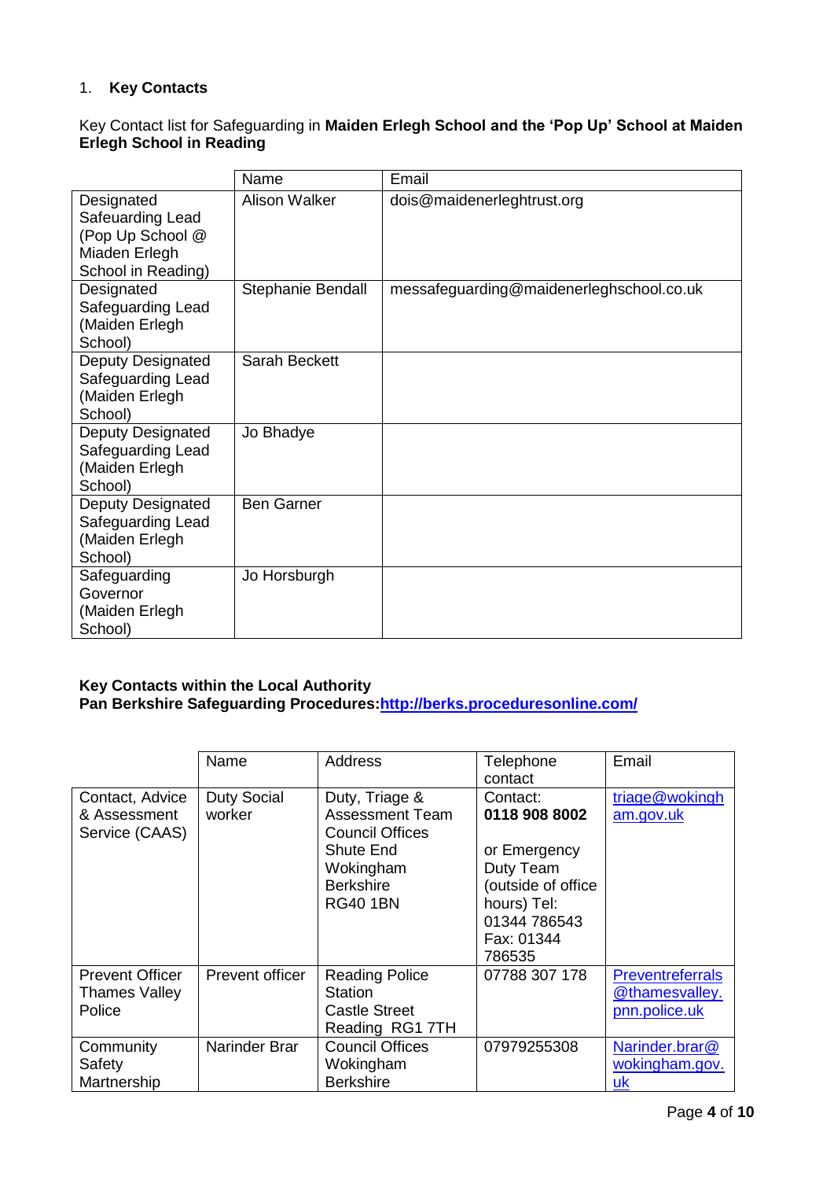## 1. **Key Contacts**

Key Contact list for Safeguarding in **Maiden Erlegh School and the 'Pop Up' School at Maiden Erlegh School in Reading**

| | Name | Email |
|---|---|---|
| Designated Safeuarding Lead (Pop Up School @ Miaden Erlegh School in Reading) | Alison Walker | dois@maidenerleghtrust.org |
| Designated Safeguarding Lead (Maiden Erlegh School) | Stephanie Bendall | messafeguarding@maidenerleghschool.co.uk |
| Deputy Designated Safeguarding Lead (Maiden Erlegh School) | Sarah Beckett | |
| Deputy Designated Safeguarding Lead (Maiden Erlegh School) | Jo Bhadye | |
| Deputy Designated Safeguarding Lead (Maiden Erlegh School) | Ben Garner | |
| Safeguarding Governor (Maiden Erlegh School) | Jo Horsburgh | |

**Key Contacts within the Local Authority**
**Pan Berkshire Safeguarding Procedures:[http://berks.proceduresonline.com/](http://berks.proceduresonline.com/)**

| | Name | Address | Telephone contact | Email |
|---|---|---|---|---|
| Contact, Advice & Assessment Service (CAAS) | Duty Social worker | Duty, Triage & Assessment Team Council Offices Shute End Wokingham Berkshire RG40 1BN | Contact: **0118 908 8002** or Emergency Duty Team (outside of office hours) Tel: 01344 786543 Fax: 01344 786535 | triage@wokingham.gov.uk |
| Prevent Officer Thames Valley Police | Prevent officer | Reading Police Station Castle Street Reading RG1 7TH | 07788 307 178 | Preventreferrals@thamesvalley.pnn.police.uk |
| Community Safety Martnership | Narinder Brar | Council Offices Wokingham Berkshire | 07979255308 | Narinder.brar@wokingham.gov.uk |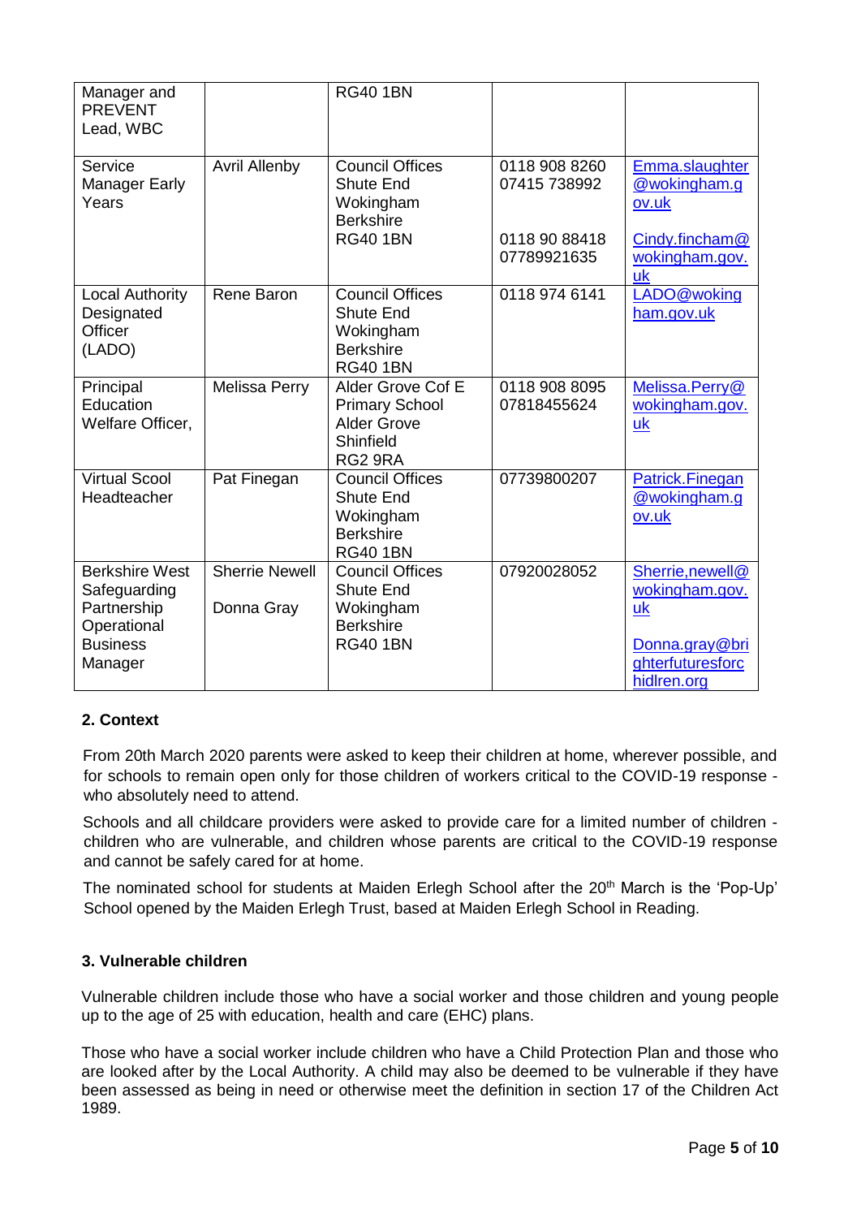| | | | | |
|---|---|---|---|---|
| Manager and PREVENT Lead, WBC | | RG40 1BN | | |
| Service Manager Early Years | Avril Allenby | Council Offices Shute End Wokingham Berkshire RG40 1BN | 0118 908 8260 07415 738992<br><br>0118 90 88418 07789921635 | Emma.slaughter@wokingham.gov.uk<br><br>Cindy.fincham@wokingham.gov.uk |
| Local Authority Designated Officer (LADO) | Rene Baron | Council Offices Shute End Wokingham Berkshire RG40 1BN | 0118 974 6141 | LADO@wokingham.gov.uk |
| Principal Education Welfare Officer, | Melissa Perry | Alder Grove Cof E Primary School Alder Grove Shinfield RG2 9RA | 0118 908 8095 07818455624 | Melissa.Perry@wokingham.gov.uk |
| Virtual Scool Headteacher | Pat Finegan | Council Offices Shute End Wokingham Berkshire RG40 1BN | 07739800207 | Patrick.Finegan@wokingham.gov.uk |
| Berkshire West Safeguarding Partnership Operational Business Manager | Sherrie Newell<br><br>Donna Gray | Council Offices Shute End Wokingham Berkshire RG40 1BN | 07920028052 | Sherrie,newell@wokingham.gov.uk<br><br>Donna.gray@brighterfuturesforchidlren.org |

**2. Context**

From 20th March 2020 parents were asked to keep their children at home, wherever possible, and for schools to remain open only for those children of workers critical to the COVID-19 response - who absolutely need to attend.

Schools and all childcare providers were asked to provide care for a limited number of children - children who are vulnerable, and children whose parents are critical to the COVID-19 response and cannot be safely cared for at home.

The nominated school for students at Maiden Erlegh School after the 20th March is the 'Pop-Up' School opened by the Maiden Erlegh Trust, based at Maiden Erlegh School in Reading.

**3. Vulnerable children**

Vulnerable children include those who have a social worker and those children and young people up to the age of 25 with education, health and care (EHC) plans.

Those who have a social worker include children who have a Child Protection Plan and those who are looked after by the Local Authority. A child may also be deemed to be vulnerable if they have been assessed as being in need or otherwise meet the definition in section 17 of the Children Act 1989.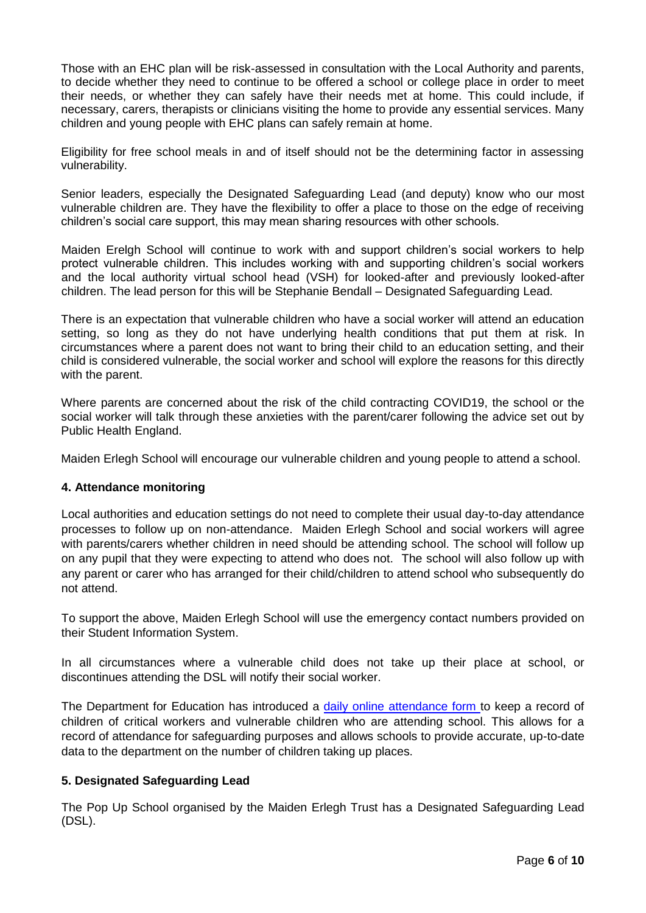Those with an EHC plan will be risk-assessed in consultation with the Local Authority and parents, to decide whether they need to continue to be offered a school or college place in order to meet their needs, or whether they can safely have their needs met at home. This could include, if necessary, carers, therapists or clinicians visiting the home to provide any essential services. Many children and young people with EHC plans can safely remain at home.

Eligibility for free school meals in and of itself should not be the determining factor in assessing vulnerability.

Senior leaders, especially the Designated Safeguarding Lead (and deputy) know who our most vulnerable children are. They have the flexibility to offer a place to those on the edge of receiving children's social care support, this may mean sharing resources with other schools.

Maiden Erelgh School will continue to work with and support children's social workers to help protect vulnerable children. This includes working with and supporting children's social workers and the local authority virtual school head (VSH) for looked-after and previously looked-after children. The lead person for this will be Stephanie Bendall – Designated Safeguarding Lead.

There is an expectation that vulnerable children who have a social worker will attend an education setting, so long as they do not have underlying health conditions that put them at risk. In circumstances where a parent does not want to bring their child to an education setting, and their child is considered vulnerable, the social worker and school will explore the reasons for this directly with the parent.

Where parents are concerned about the risk of the child contracting COVID19, the school or the social worker will talk through these anxieties with the parent/carer following the advice set out by Public Health England.

Maiden Erlegh School will encourage our vulnerable children and young people to attend a school.

### 4. Attendance monitoring

Local authorities and education settings do not need to complete their usual day-to-day attendance processes to follow up on non-attendance. Maiden Erlegh School and social workers will agree with parents/carers whether children in need should be attending school. The school will follow up on any pupil that they were expecting to attend who does not. The school will also follow up with any parent or carer who has arranged for their child/children to attend school who subsequently do not attend.

To support the above, Maiden Erlegh School will use the emergency contact numbers provided on their Student Information System.

In all circumstances where a vulnerable child does not take up their place at school, or discontinues attending the DSL will notify their social worker.

The Department for Education has introduced a daily online attendance form to keep a record of children of critical workers and vulnerable children who are attending school. This allows for a record of attendance for safeguarding purposes and allows schools to provide accurate, up-to-date data to the department on the number of children taking up places.

### 5. Designated Safeguarding Lead

The Pop Up School organised by the Maiden Erlegh Trust has a Designated Safeguarding Lead (DSL).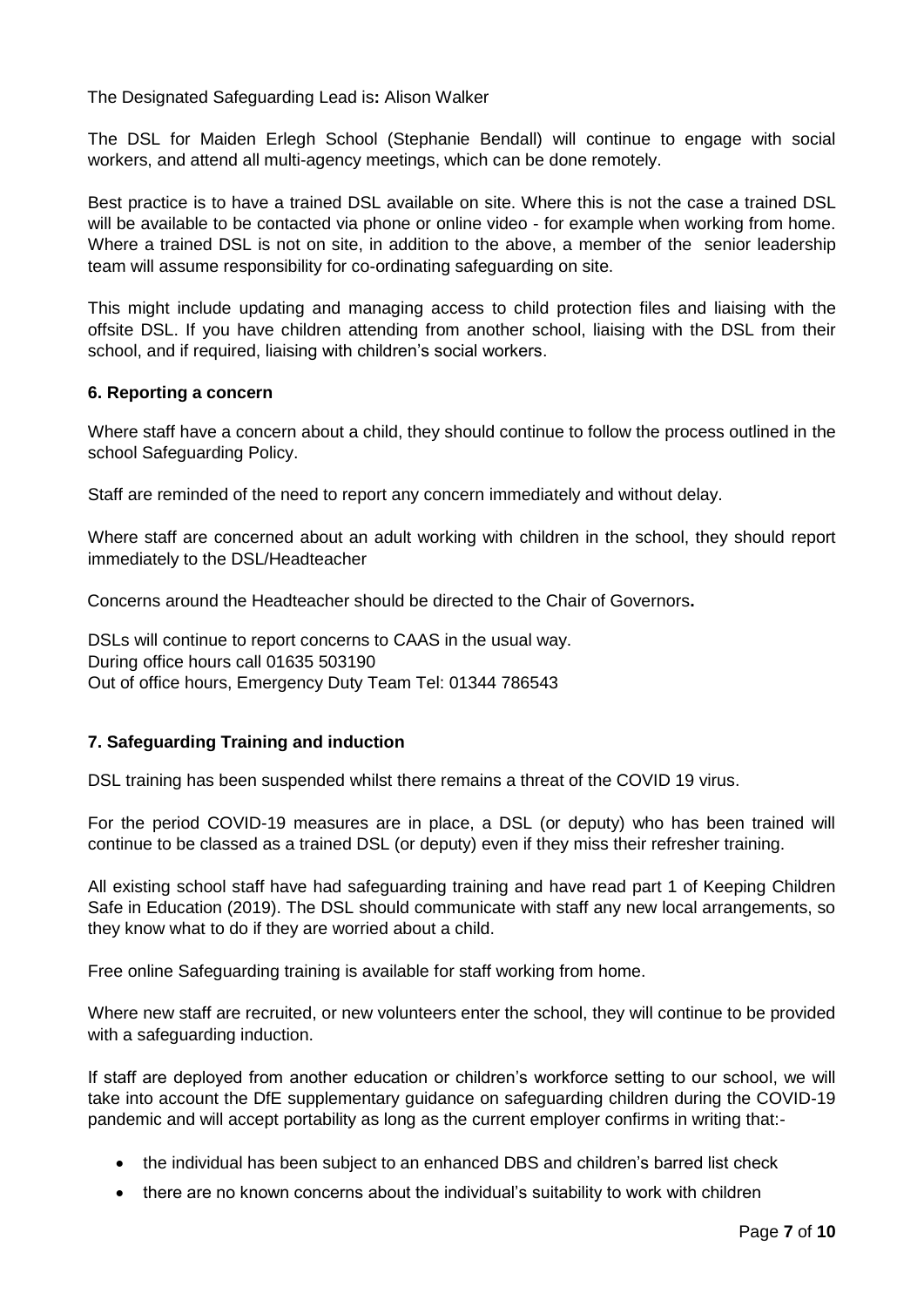The Designated Safeguarding Lead is**:** Alison Walker

The DSL for Maiden Erlegh School (Stephanie Bendall) will continue to engage with social workers, and attend all multi-agency meetings, which can be done remotely.

Best practice is to have a trained DSL available on site. Where this is not the case a trained DSL will be available to be contacted via phone or online video - for example when working from home. Where a trained DSL is not on site, in addition to the above, a member of the senior leadership team will assume responsibility for co-ordinating safeguarding on site.

This might include updating and managing access to child protection files and liaising with the offsite DSL. If you have children attending from another school, liaising with the DSL from their school, and if required, liaising with children's social workers.

### 6. Reporting a concern

Where staff have a concern about a child, they should continue to follow the process outlined in the school Safeguarding Policy.

Staff are reminded of the need to report any concern immediately and without delay.

Where staff are concerned about an adult working with children in the school, they should report immediately to the DSL/Headteacher

Concerns around the Headteacher should be directed to the Chair of Governors**.**

DSLs will continue to report concerns to CAAS in the usual way.
During office hours call 01635 503190
Out of office hours, Emergency Duty Team Tel: 01344 786543

### 7. Safeguarding Training and induction

DSL training has been suspended whilst there remains a threat of the COVID 19 virus.

For the period COVID-19 measures are in place, a DSL (or deputy) who has been trained will continue to be classed as a trained DSL (or deputy) even if they miss their refresher training.

All existing school staff have had safeguarding training and have read part 1 of Keeping Children Safe in Education (2019). The DSL should communicate with staff any new local arrangements, so they know what to do if they are worried about a child.

Free online Safeguarding training is available for staff working from home.

Where new staff are recruited, or new volunteers enter the school, they will continue to be provided with a safeguarding induction.

If staff are deployed from another education or children's workforce setting to our school, we will take into account the DfE supplementary guidance on safeguarding children during the COVID-19 pandemic and will accept portability as long as the current employer confirms in writing that:-

- the individual has been subject to an enhanced DBS and children's barred list check
- there are no known concerns about the individual's suitability to work with children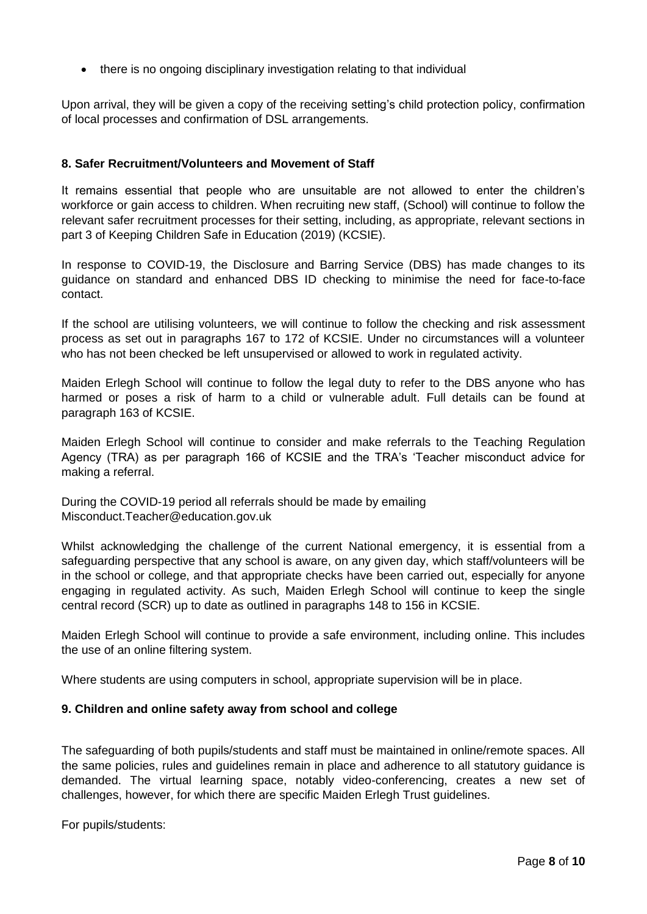- there is no ongoing disciplinary investigation relating to that individual

Upon arrival, they will be given a copy of the receiving setting's child protection policy, confirmation of local processes and confirmation of DSL arrangements.

### 8. Safer Recruitment/Volunteers and Movement of Staff

It remains essential that people who are unsuitable are not allowed to enter the children's workforce or gain access to children. When recruiting new staff, (School) will continue to follow the relevant safer recruitment processes for their setting, including, as appropriate, relevant sections in part 3 of Keeping Children Safe in Education (2019) (KCSIE).

In response to COVID-19, the Disclosure and Barring Service (DBS) has made changes to its guidance on standard and enhanced DBS ID checking to minimise the need for face-to-face contact.

If the school are utilising volunteers, we will continue to follow the checking and risk assessment process as set out in paragraphs 167 to 172 of KCSIE. Under no circumstances will a volunteer who has not been checked be left unsupervised or allowed to work in regulated activity.

Maiden Erlegh School will continue to follow the legal duty to refer to the DBS anyone who has harmed or poses a risk of harm to a child or vulnerable adult. Full details can be found at paragraph 163 of KCSIE.

Maiden Erlegh School will continue to consider and make referrals to the Teaching Regulation Agency (TRA) as per paragraph 166 of KCSIE and the TRA's 'Teacher misconduct advice for making a referral.

During the COVID-19 period all referrals should be made by emailing Misconduct.Teacher@education.gov.uk

Whilst acknowledging the challenge of the current National emergency, it is essential from a safeguarding perspective that any school is aware, on any given day, which staff/volunteers will be in the school or college, and that appropriate checks have been carried out, especially for anyone engaging in regulated activity. As such, Maiden Erlegh School will continue to keep the single central record (SCR) up to date as outlined in paragraphs 148 to 156 in KCSIE.

Maiden Erlegh School will continue to provide a safe environment, including online. This includes the use of an online filtering system.

Where students are using computers in school, appropriate supervision will be in place.

### 9. Children and online safety away from school and college

The safeguarding of both pupils/students and staff must be maintained in online/remote spaces. All the same policies, rules and guidelines remain in place and adherence to all statutory guidance is demanded. The virtual learning space, notably video-conferencing, creates a new set of challenges, however, for which there are specific Maiden Erlegh Trust guidelines.

For pupils/students: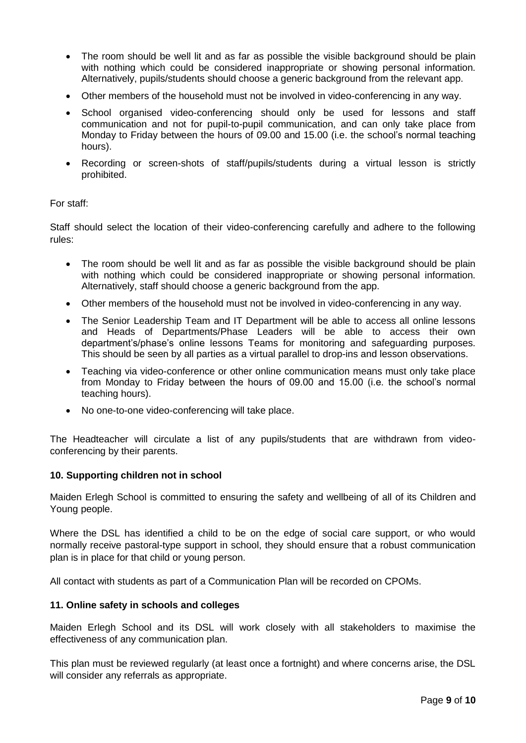- The room should be well lit and as far as possible the visible background should be plain with nothing which could be considered inappropriate or showing personal information. Alternatively, pupils/students should choose a generic background from the relevant app.
- Other members of the household must not be involved in video-conferencing in any way.
- School organised video-conferencing should only be used for lessons and staff communication and not for pupil-to-pupil communication, and can only take place from Monday to Friday between the hours of 09.00 and 15.00 (i.e. the school's normal teaching hours).
- Recording or screen-shots of staff/pupils/students during a virtual lesson is strictly prohibited.

For staff:

Staff should select the location of their video-conferencing carefully and adhere to the following rules:

- The room should be well lit and as far as possible the visible background should be plain with nothing which could be considered inappropriate or showing personal information. Alternatively, staff should choose a generic background from the app.
- Other members of the household must not be involved in video-conferencing in any way.
- The Senior Leadership Team and IT Department will be able to access all online lessons and Heads of Departments/Phase Leaders will be able to access their own department's/phase's online lessons Teams for monitoring and safeguarding purposes. This should be seen by all parties as a virtual parallel to drop-ins and lesson observations.
- Teaching via video-conference or other online communication means must only take place from Monday to Friday between the hours of 09.00 and 15.00 (i.e. the school's normal teaching hours).
- No one-to-one video-conferencing will take place.

The Headteacher will circulate a list of any pupils/students that are withdrawn from video-conferencing by their parents.

**10. Supporting children not in school**

Maiden Erlegh School is committed to ensuring the safety and wellbeing of all of its Children and Young people.

Where the DSL has identified a child to be on the edge of social care support, or who would normally receive pastoral-type support in school, they should ensure that a robust communication plan is in place for that child or young person.

All contact with students as part of a Communication Plan will be recorded on CPOMs.

**11. Online safety in schools and colleges**

Maiden Erlegh School and its DSL will work closely with all stakeholders to maximise the effectiveness of any communication plan.

This plan must be reviewed regularly (at least once a fortnight) and where concerns arise, the DSL will consider any referrals as appropriate.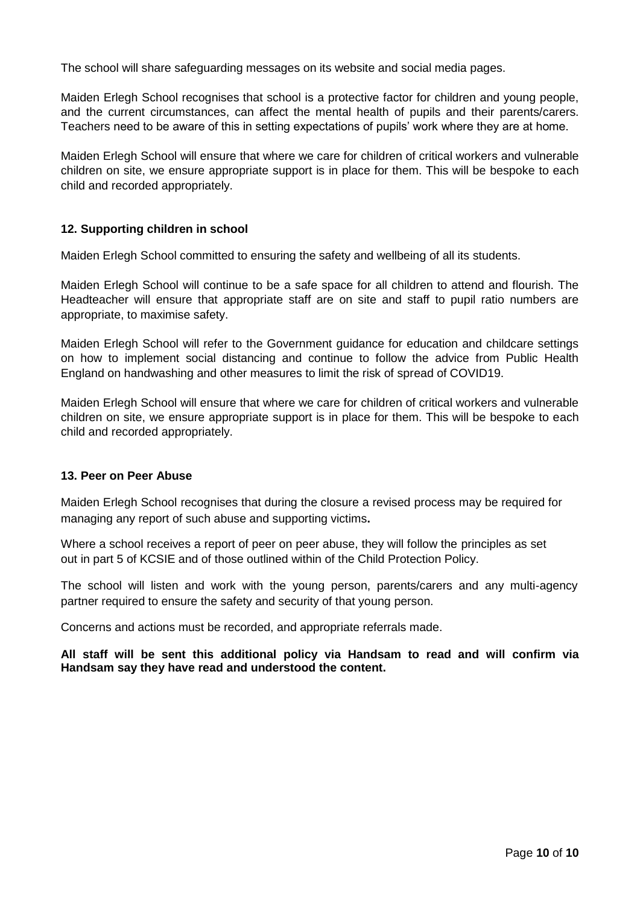The school will share safeguarding messages on its website and social media pages.

Maiden Erlegh School recognises that school is a protective factor for children and young people, and the current circumstances, can affect the mental health of pupils and their parents/carers. Teachers need to be aware of this in setting expectations of pupils' work where they are at home.

Maiden Erlegh School will ensure that where we care for children of critical workers and vulnerable children on site, we ensure appropriate support is in place for them. This will be bespoke to each child and recorded appropriately.

### 12. Supporting children in school

Maiden Erlegh School committed to ensuring the safety and wellbeing of all its students.

Maiden Erlegh School will continue to be a safe space for all children to attend and flourish. The Headteacher will ensure that appropriate staff are on site and staff to pupil ratio numbers are appropriate, to maximise safety.

Maiden Erlegh School will refer to the Government guidance for education and childcare settings on how to implement social distancing and continue to follow the advice from Public Health England on handwashing and other measures to limit the risk of spread of COVID19.

Maiden Erlegh School will ensure that where we care for children of critical workers and vulnerable children on site, we ensure appropriate support is in place for them. This will be bespoke to each child and recorded appropriately.

### 13. Peer on Peer Abuse

Maiden Erlegh School recognises that during the closure a revised process may be required for managing any report of such abuse and supporting victims**.**

Where a school receives a report of peer on peer abuse, they will follow the principles as set out in part 5 of KCSIE and of those outlined within of the Child Protection Policy.

The school will listen and work with the young person, parents/carers and any multi-agency partner required to ensure the safety and security of that young person.

Concerns and actions must be recorded, and appropriate referrals made.

**All staff will be sent this additional policy via Handsam to read and will confirm via Handsam say they have read and understood the content.**